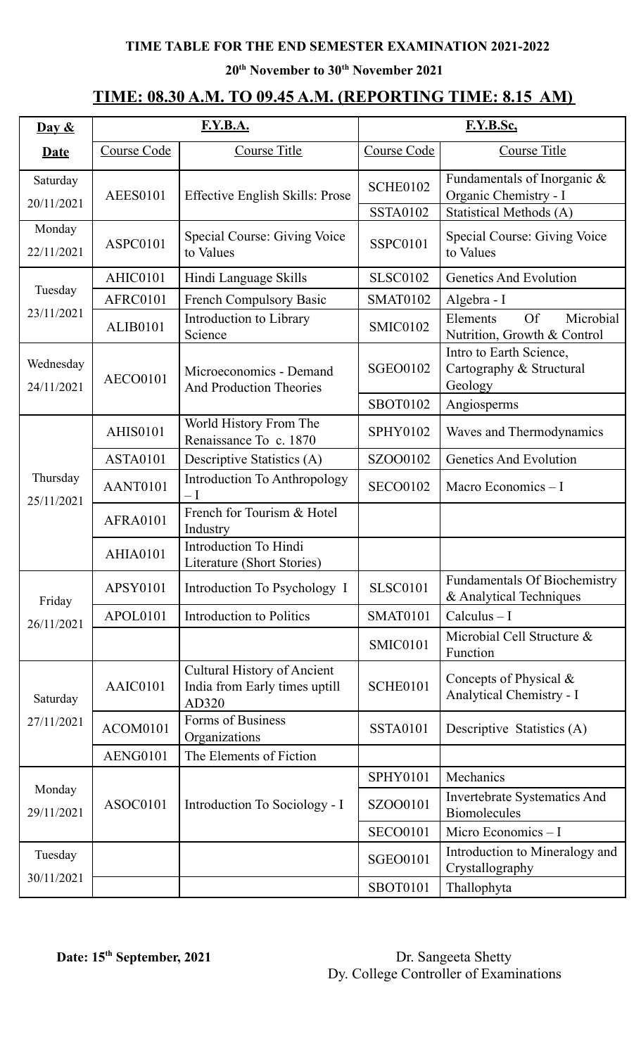**TIME TABLE FOR THE END SEMESTER EXAMINATION 2021-2022**

**20th November to 30th November 2021**

## TIME: 08.30 A.M. TO 09.45 A.M. (REPORTING TIME: 8.15 AM)

| Day & | F.Y.B.A. | | F.Y.B.Sc. | |
|---|---|---|---|---|
| Date | Course Code | Course Title | Course Code | Course Title |
| Saturday 20/11/2021 | AEES0101 | Effective English Skills: Prose | SCHE0102 | Fundamentals of Inorganic & Organic Chemistry - I |
| | | | SSTA0102 | Statistical Methods (A) |
| Monday 22/11/2021 | ASPC0101 | Special Course: Giving Voice to Values | SSPC0101 | Special Course: Giving Voice to Values |
| Tuesday 23/11/2021 | AHIC0101 | Hindi Language Skills | SLSC0102 | Genetics And Evolution |
| | AFRC0101 | French Compulsory Basic | SMAT0102 | Algebra - I |
| | ALIB0101 | Introduction to Library Science | SMIC0102 | Elements Of Microbial Nutrition, Growth & Control |
| Wednesday 24/11/2021 | AECO0101 | Microeconomics - Demand And Production Theories | SGEO0102 | Intro to Earth Science, Cartography & Structural Geology |
| | | | SBOT0102 | Angiosperms |
| Thursday 25/11/2021 | AHIS0101 | World History From The Renaissance To c. 1870 | SPHY0102 | Waves and Thermodynamics |
| | ASTA0101 | Descriptive Statistics (A) | SZOO0102 | Genetics And Evolution |
| | AANT0101 | Introduction To Anthropology – I | SECO0102 | Macro Economics – I |
| | AFRA0101 | French for Tourism & Hotel Industry | | |
| | AHIA0101 | Introduction To Hindi Literature (Short Stories) | | |
| Friday 26/11/2021 | APSY0101 | Introduction To Psychology I | SLSC0101 | Fundamentals Of Biochemistry & Analytical Techniques |
| | APOL0101 | Introduction to Politics | SMAT0101 | Calculus – I |
| | | | SMIC0101 | Microbial Cell Structure & Function |
| Saturday 27/11/2021 | AAIC0101 | Cultural History of Ancient India from Early times uptill AD320 | SCHE0101 | Concepts of Physical & Analytical Chemistry - I |
| | ACOM0101 | Forms of Business Organizations | SSTA0101 | Descriptive Statistics (A) |
| | AENG0101 | The Elements of Fiction | | |
| Monday 29/11/2021 | ASOC0101 | Introduction To Sociology - I | SPHY0101 | Mechanics |
| | | | SZOO0101 | Invertebrate Systematics And Biomolecules |
| | | | SECO0101 | Micro Economics – I |
| Tuesday 30/11/2021 | | | SGEO0101 | Introduction to Mineralogy and Crystallography |
| | | | SBOT0101 | Thallophyta |

**Date: 15th September, 2021**

Dr. Sangeeta Shetty
Dy. College Controller of Examinations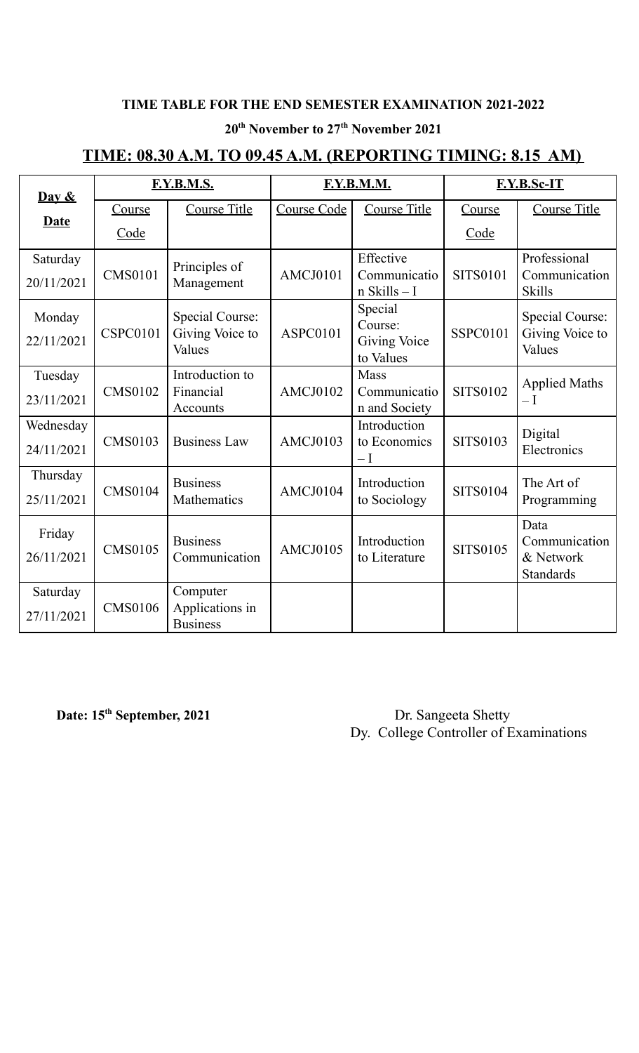**TIME TABLE FOR THE END SEMESTER EXAMINATION 2021-2022**

**20th November to 27th November 2021**

## TIME: 08.30 A.M. TO 09.45 A.M. (REPORTING TIMING: 8.15 AM)

| Day & Date | F.Y.B.M.S. | | F.Y.B.M.M. | | F.Y.B.Sc-IT | |
|---|---|---|---|---|---|---|
| | Course Code | Course Title | Course Code | Course Title | Course Code | Course Title |
| Saturday 20/11/2021 | CMS0101 | Principles of Management | AMCJ0101 | Effective Communication Skills – I | SITS0101 | Professional Communication Skills |
| Monday 22/11/2021 | CSPC0101 | Special Course: Giving Voice to Values | ASPC0101 | Special Course: Giving Voice to Values | SSPC0101 | Special Course: Giving Voice to Values |
| Tuesday 23/11/2021 | CMS0102 | Introduction to Financial Accounts | AMCJ0102 | Mass Communication and Society | SITS0102 | Applied Maths – I |
| Wednesday 24/11/2021 | CMS0103 | Business Law | AMCJ0103 | Introduction to Economics – I | SITS0103 | Digital Electronics |
| Thursday 25/11/2021 | CMS0104 | Business Mathematics | AMCJ0104 | Introduction to Sociology | SITS0104 | The Art of Programming |
| Friday 26/11/2021 | CMS0105 | Business Communication | AMCJ0105 | Introduction to Literature | SITS0105 | Data Communication & Network Standards |
| Saturday 27/11/2021 | CMS0106 | Computer Applications in Business | | | | |

**Date: 15th September, 2021**

Dr. Sangeeta Shetty
Dy. College Controller of Examinations